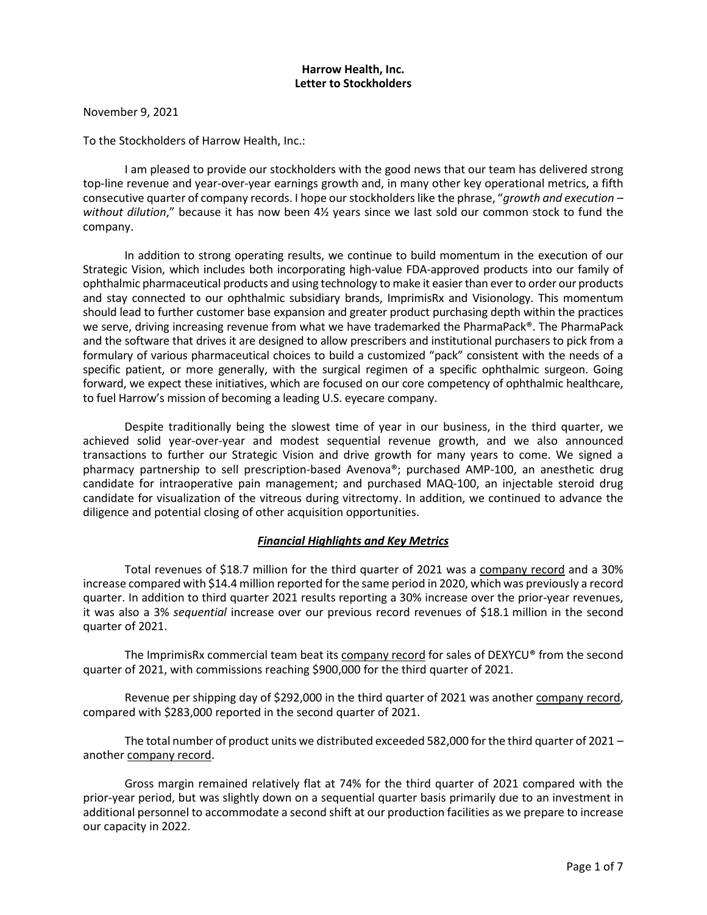**Harrow Health, Inc.**
**Letter to Stockholders**

November 9, 2021

To the Stockholders of Harrow Health, Inc.:

I am pleased to provide our stockholders with the good news that our team has delivered strong top-line revenue and year-over-year earnings growth and, in many other key operational metrics, a fifth consecutive quarter of company records. I hope our stockholders like the phrase, "*growth and execution – without dilution*," because it has now been 4½ years since we last sold our common stock to fund the company.

In addition to strong operating results, we continue to build momentum in the execution of our Strategic Vision, which includes both incorporating high-value FDA-approved products into our family of ophthalmic pharmaceutical products and using technology to make it easier than ever to order our products and stay connected to our ophthalmic subsidiary brands, ImprimisRx and Visionology. This momentum should lead to further customer base expansion and greater product purchasing depth within the practices we serve, driving increasing revenue from what we have trademarked the PharmaPack®. The PharmaPack and the software that drives it are designed to allow prescribers and institutional purchasers to pick from a formulary of various pharmaceutical choices to build a customized "pack" consistent with the needs of a specific patient, or more generally, with the surgical regimen of a specific ophthalmic surgeon. Going forward, we expect these initiatives, which are focused on our core competency of ophthalmic healthcare, to fuel Harrow's mission of becoming a leading U.S. eyecare company.

Despite traditionally being the slowest time of year in our business, in the third quarter, we achieved solid year-over-year and modest sequential revenue growth, and we also announced transactions to further our Strategic Vision and drive growth for many years to come. We signed a pharmacy partnership to sell prescription-based Avenova®; purchased AMP-100, an anesthetic drug candidate for intraoperative pain management; and purchased MAQ-100, an injectable steroid drug candidate for visualization of the vitreous during vitrectomy. In addition, we continued to advance the diligence and potential closing of other acquisition opportunities.

## ***Financial Highlights and Key Metrics***

Total revenues of $18.7 million for the third quarter of 2021 was a company record and a 30% increase compared with $14.4 million reported for the same period in 2020, which was previously a record quarter. In addition to third quarter 2021 results reporting a 30% increase over the prior-year revenues, it was also a 3% *sequential* increase over our previous record revenues of $18.1 million in the second quarter of 2021.

The ImprimisRx commercial team beat its company record for sales of DEXYCU® from the second quarter of 2021, with commissions reaching $900,000 for the third quarter of 2021.

Revenue per shipping day of $292,000 in the third quarter of 2021 was another company record, compared with $283,000 reported in the second quarter of 2021.

The total number of product units we distributed exceeded 582,000 for the third quarter of 2021 – another company record.

Gross margin remained relatively flat at 74% for the third quarter of 2021 compared with the prior-year period, but was slightly down on a sequential quarter basis primarily due to an investment in additional personnel to accommodate a second shift at our production facilities as we prepare to increase our capacity in 2022.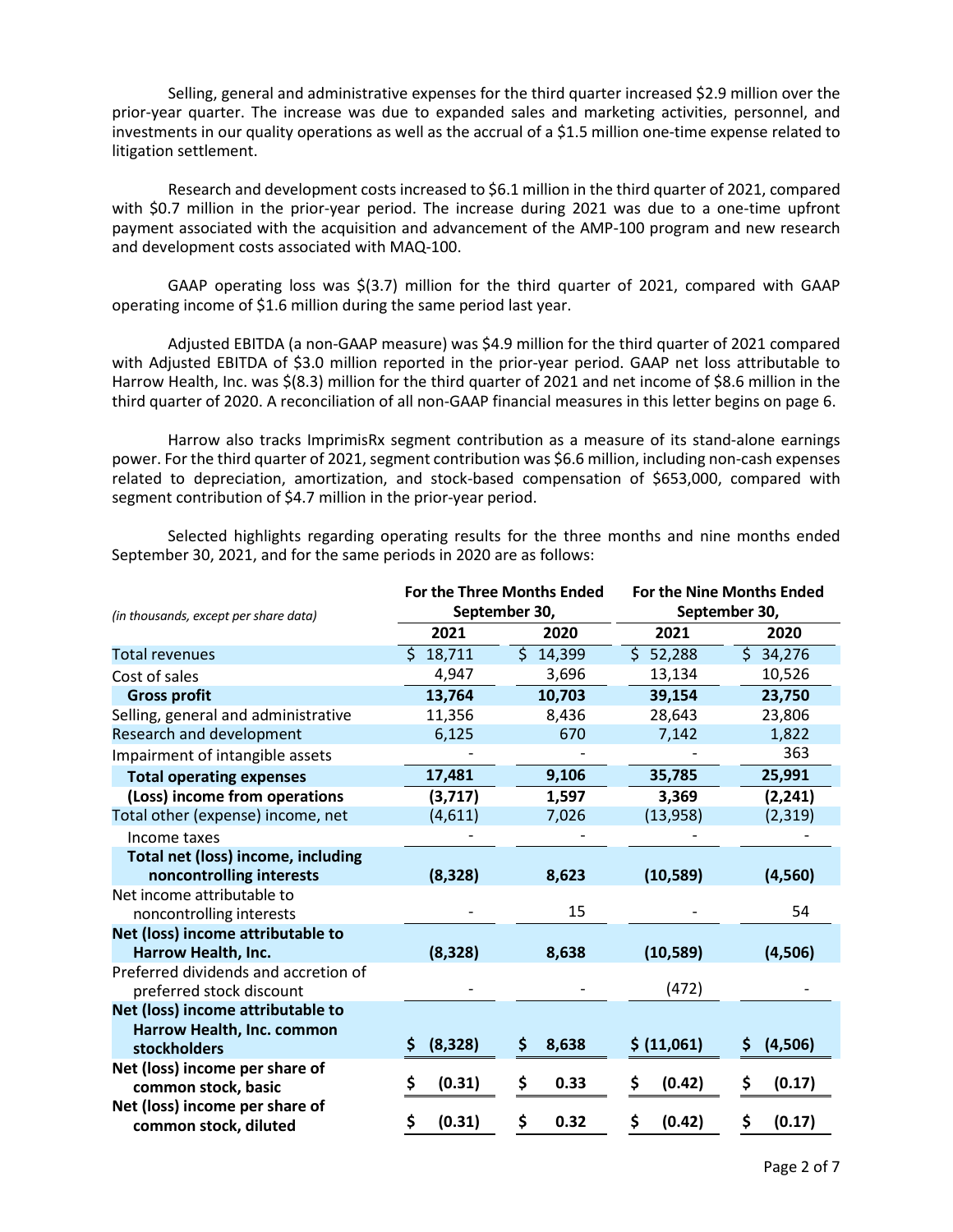Selling, general and administrative expenses for the third quarter increased $2.9 million over the prior-year quarter. The increase was due to expanded sales and marketing activities, personnel, and investments in our quality operations as well as the accrual of a $1.5 million one-time expense related to litigation settlement.

Research and development costs increased to $6.1 million in the third quarter of 2021, compared with $0.7 million in the prior-year period. The increase during 2021 was due to a one-time upfront payment associated with the acquisition and advancement of the AMP-100 program and new research and development costs associated with MAQ-100.

GAAP operating loss was $(3.7) million for the third quarter of 2021, compared with GAAP operating income of $1.6 million during the same period last year.

Adjusted EBITDA (a non-GAAP measure) was $4.9 million for the third quarter of 2021 compared with Adjusted EBITDA of $3.0 million reported in the prior-year period. GAAP net loss attributable to Harrow Health, Inc. was $(8.3) million for the third quarter of 2021 and net income of $8.6 million in the third quarter of 2020. A reconciliation of all non-GAAP financial measures in this letter begins on page 6.

Harrow also tracks ImprimisRx segment contribution as a measure of its stand-alone earnings power. For the third quarter of 2021, segment contribution was $6.6 million, including non-cash expenses related to depreciation, amortization, and stock-based compensation of $653,000, compared with segment contribution of $4.7 million in the prior-year period.

Selected highlights regarding operating results for the three months and nine months ended September 30, 2021, and for the same periods in 2020 are as follows:

| *(in thousands, except per share data)* | For the Three Months Ended September 30, | | For the Nine Months Ended September 30, | |
|---|---|---|---|---|
| | **2021** | **2020** | **2021** | **2020** |
| Total revenues | $ 18,711 | $ 14,399 | $ 52,288 | $ 34,276 |
| Cost of sales | 4,947 | 3,696 | 13,134 | 10,526 |
| **Gross profit** | **13,764** | **10,703** | **39,154** | **23,750** |
| Selling, general and administrative | 11,356 | 8,436 | 28,643 | 23,806 |
| Research and development | 6,125 | 670 | 7,142 | 1,822 |
| Impairment of intangible assets | - | - | - | 363 |
| **Total operating expenses** | **17,481** | **9,106** | **35,785** | **25,991** |
| **(Loss) income from operations** | **(3,717)** | **1,597** | **3,369** | **(2,241)** |
| Total other (expense) income, net | (4,611) | 7,026 | (13,958) | (2,319) |
| Income taxes | - | - | - | - |
| **Total net (loss) income, including noncontrolling interests** | **(8,328)** | **8,623** | **(10,589)** | **(4,560)** |
| Net income attributable to noncontrolling interests | - | 15 | - | 54 |
| **Net (loss) income attributable to Harrow Health, Inc.** | **(8,328)** | **8,638** | **(10,589)** | **(4,506)** |
| Preferred dividends and accretion of preferred stock discount | - | - | (472) | - |
| **Net (loss) income attributable to Harrow Health, Inc. common stockholders** | **$ (8,328)** | **$ 8,638** | **$ (11,061)** | **$ (4,506)** |
| **Net (loss) income per share of common stock, basic** | **$ (0.31)** | **$ 0.33** | **$ (0.42)** | **$ (0.17)** |
| **Net (loss) income per share of common stock, diluted** | **$ (0.31)** | **$ 0.32** | **$ (0.42)** | **$ (0.17)** |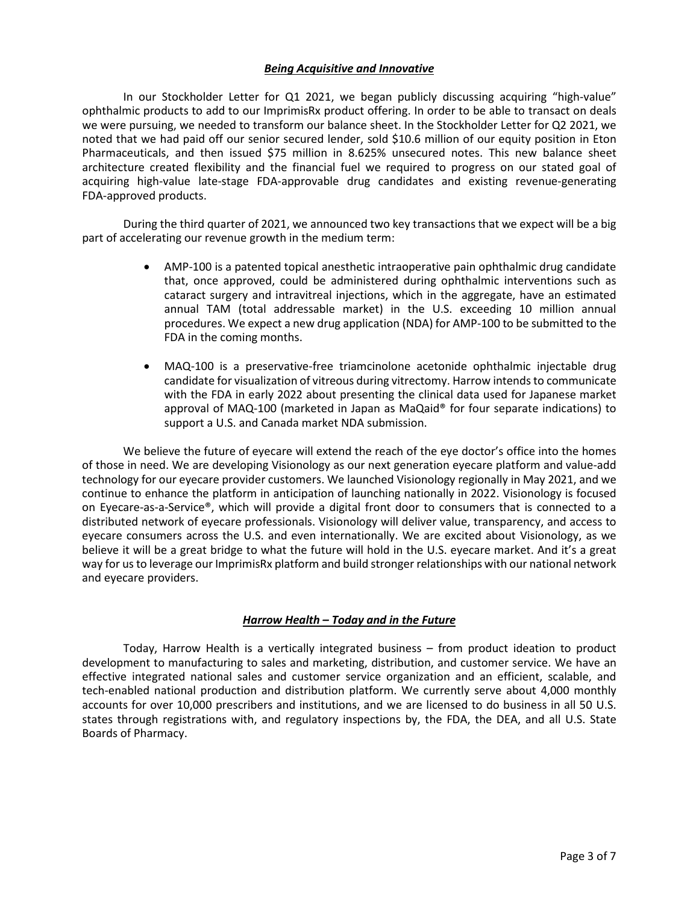## ***Being Acquisitive and Innovative***

In our Stockholder Letter for Q1 2021, we began publicly discussing acquiring "high-value" ophthalmic products to add to our ImprimisRx product offering. In order to be able to transact on deals we were pursuing, we needed to transform our balance sheet. In the Stockholder Letter for Q2 2021, we noted that we had paid off our senior secured lender, sold $10.6 million of our equity position in Eton Pharmaceuticals, and then issued $75 million in 8.625% unsecured notes. This new balance sheet architecture created flexibility and the financial fuel we required to progress on our stated goal of acquiring high-value late-stage FDA-approvable drug candidates and existing revenue-generating FDA-approved products.

During the third quarter of 2021, we announced two key transactions that we expect will be a big part of accelerating our revenue growth in the medium term:

- AMP-100 is a patented topical anesthetic intraoperative pain ophthalmic drug candidate that, once approved, could be administered during ophthalmic interventions such as cataract surgery and intravitreal injections, which in the aggregate, have an estimated annual TAM (total addressable market) in the U.S. exceeding 10 million annual procedures. We expect a new drug application (NDA) for AMP-100 to be submitted to the FDA in the coming months.
- MAQ-100 is a preservative-free triamcinolone acetonide ophthalmic injectable drug candidate for visualization of vitreous during vitrectomy. Harrow intends to communicate with the FDA in early 2022 about presenting the clinical data used for Japanese market approval of MAQ-100 (marketed in Japan as MaQaid® for four separate indications) to support a U.S. and Canada market NDA submission.

We believe the future of eyecare will extend the reach of the eye doctor's office into the homes of those in need. We are developing Visionology as our next generation eyecare platform and value-add technology for our eyecare provider customers. We launched Visionology regionally in May 2021, and we continue to enhance the platform in anticipation of launching nationally in 2022. Visionology is focused on Eyecare-as-a-Service®, which will provide a digital front door to consumers that is connected to a distributed network of eyecare professionals. Visionology will deliver value, transparency, and access to eyecare consumers across the U.S. and even internationally. We are excited about Visionology, as we believe it will be a great bridge to what the future will hold in the U.S. eyecare market. And it's a great way for us to leverage our ImprimisRx platform and build stronger relationships with our national network and eyecare providers.

## ***Harrow Health – Today and in the Future***

Today, Harrow Health is a vertically integrated business – from product ideation to product development to manufacturing to sales and marketing, distribution, and customer service. We have an effective integrated national sales and customer service organization and an efficient, scalable, and tech-enabled national production and distribution platform. We currently serve about 4,000 monthly accounts for over 10,000 prescribers and institutions, and we are licensed to do business in all 50 U.S. states through registrations with, and regulatory inspections by, the FDA, the DEA, and all U.S. State Boards of Pharmacy.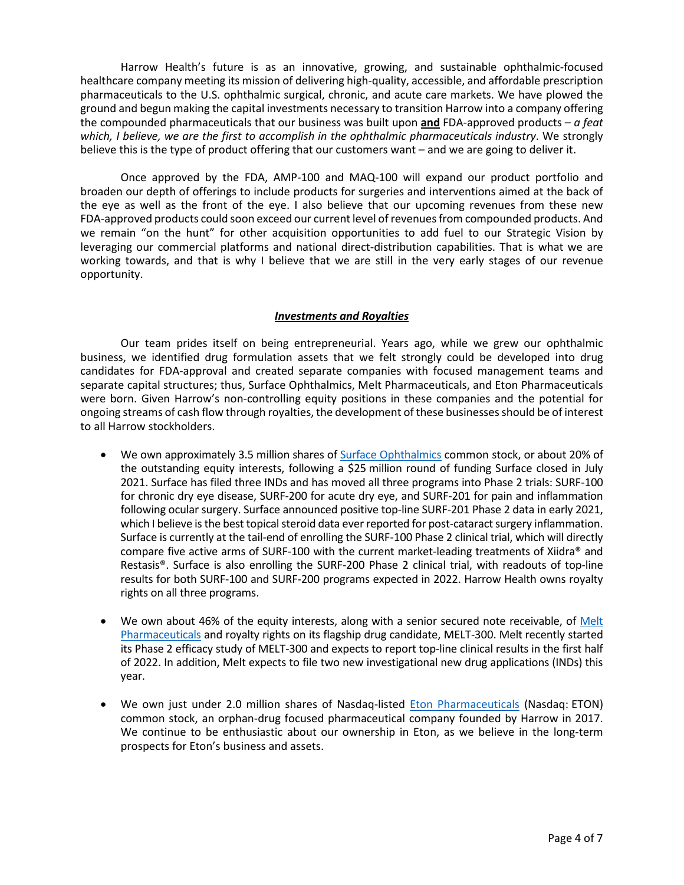Harrow Health's future is as an innovative, growing, and sustainable ophthalmic-focused healthcare company meeting its mission of delivering high-quality, accessible, and affordable prescription pharmaceuticals to the U.S. ophthalmic surgical, chronic, and acute care markets. We have plowed the ground and begun making the capital investments necessary to transition Harrow into a company offering the compounded pharmaceuticals that our business was built upon **and** FDA-approved products – *a feat which, I believe, we are the first to accomplish in the ophthalmic pharmaceuticals industry*. We strongly believe this is the type of product offering that our customers want – and we are going to deliver it.

Once approved by the FDA, AMP-100 and MAQ-100 will expand our product portfolio and broaden our depth of offerings to include products for surgeries and interventions aimed at the back of the eye as well as the front of the eye. I also believe that our upcoming revenues from these new FDA-approved products could soon exceed our current level of revenues from compounded products. And we remain "on the hunt" for other acquisition opportunities to add fuel to our Strategic Vision by leveraging our commercial platforms and national direct-distribution capabilities. That is what we are working towards, and that is why I believe that we are still in the very early stages of our revenue opportunity.

## ***Investments and Royalties***

Our team prides itself on being entrepreneurial. Years ago, while we grew our ophthalmic business, we identified drug formulation assets that we felt strongly could be developed into drug candidates for FDA-approval and created separate companies with focused management teams and separate capital structures; thus, Surface Ophthalmics, Melt Pharmaceuticals, and Eton Pharmaceuticals were born. Given Harrow's non-controlling equity positions in these companies and the potential for ongoing streams of cash flow through royalties, the development of these businesses should be of interest to all Harrow stockholders.

- We own approximately 3.5 million shares of Surface Ophthalmics common stock, or about 20% of the outstanding equity interests, following a $25 million round of funding Surface closed in July 2021. Surface has filed three INDs and has moved all three programs into Phase 2 trials: SURF-100 for chronic dry eye disease, SURF-200 for acute dry eye, and SURF-201 for pain and inflammation following ocular surgery. Surface announced positive top-line SURF-201 Phase 2 data in early 2021, which I believe is the best topical steroid data ever reported for post-cataract surgery inflammation. Surface is currently at the tail-end of enrolling the SURF-100 Phase 2 clinical trial, which will directly compare five active arms of SURF-100 with the current market-leading treatments of Xiidra® and Restasis®. Surface is also enrolling the SURF-200 Phase 2 clinical trial, with readouts of top-line results for both SURF-100 and SURF-200 programs expected in 2022. Harrow Health owns royalty rights on all three programs.

- We own about 46% of the equity interests, along with a senior secured note receivable, of Melt Pharmaceuticals and royalty rights on its flagship drug candidate, MELT-300. Melt recently started its Phase 2 efficacy study of MELT-300 and expects to report top-line clinical results in the first half of 2022. In addition, Melt expects to file two new investigational new drug applications (INDs) this year.

- We own just under 2.0 million shares of Nasdaq-listed Eton Pharmaceuticals (Nasdaq: ETON) common stock, an orphan-drug focused pharmaceutical company founded by Harrow in 2017. We continue to be enthusiastic about our ownership in Eton, as we believe in the long-term prospects for Eton's business and assets.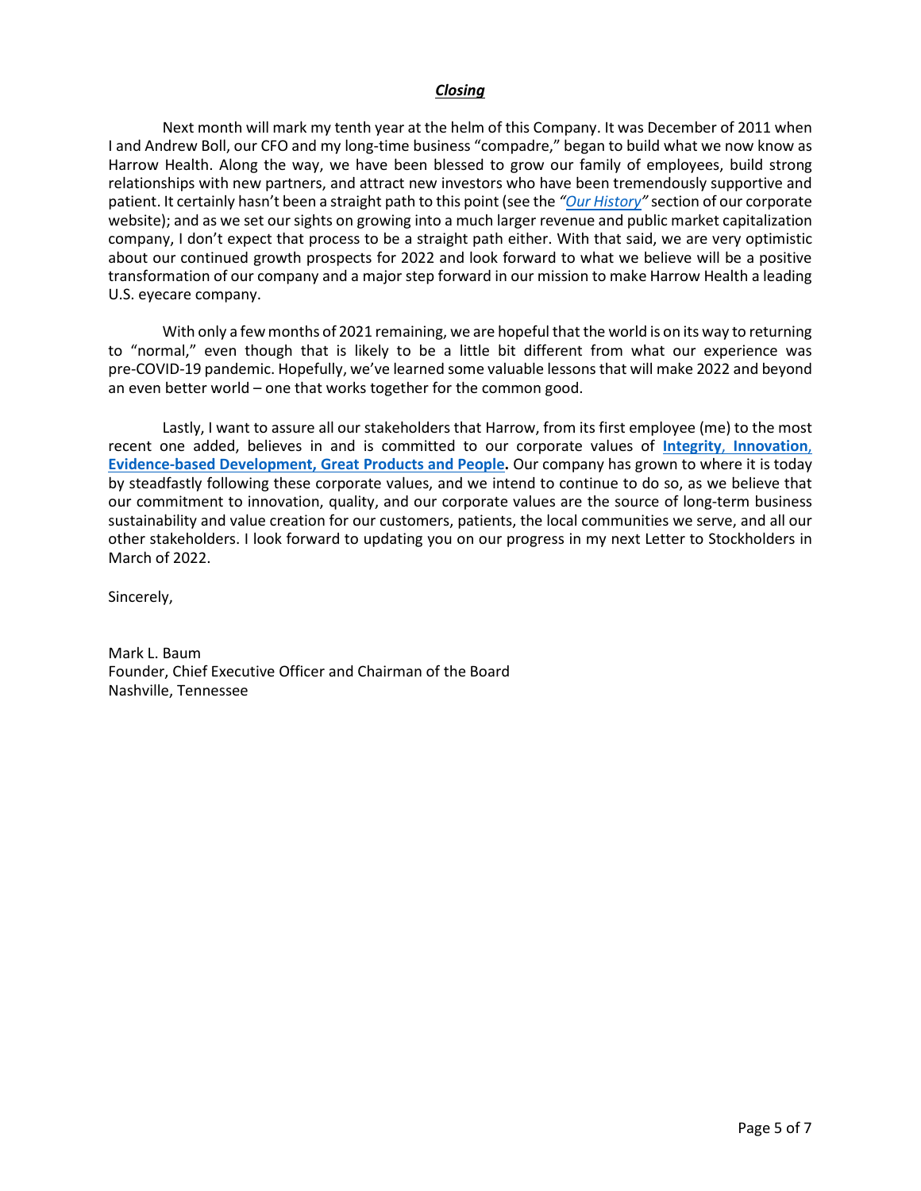## ***Closing***

Next month will mark my tenth year at the helm of this Company. It was December of 2011 when I and Andrew Boll, our CFO and my long-time business "compadre," began to build what we now know as Harrow Health. Along the way, we have been blessed to grow our family of employees, build strong relationships with new partners, and attract new investors who have been tremendously supportive and patient. It certainly hasn't been a straight path to this point (see the *"Our History"* section of our corporate website); and as we set our sights on growing into a much larger revenue and public market capitalization company, I don't expect that process to be a straight path either. With that said, we are very optimistic about our continued growth prospects for 2022 and look forward to what we believe will be a positive transformation of our company and a major step forward in our mission to make Harrow Health a leading U.S. eyecare company.

With only a few months of 2021 remaining, we are hopeful that the world is on its way to returning to "normal," even though that is likely to be a little bit different from what our experience was pre-COVID-19 pandemic. Hopefully, we've learned some valuable lessons that will make 2022 and beyond an even better world – one that works together for the common good.

Lastly, I want to assure all our stakeholders that Harrow, from its first employee (me) to the most recent one added, believes in and is committed to our corporate values of **Integrity, Innovation, Evidence-based Development, Great Products and People.** Our company has grown to where it is today by steadfastly following these corporate values, and we intend to continue to do so, as we believe that our commitment to innovation, quality, and our corporate values are the source of long-term business sustainability and value creation for our customers, patients, the local communities we serve, and all our other stakeholders. I look forward to updating you on our progress in my next Letter to Stockholders in March of 2022.

Sincerely,

Mark L. Baum
Founder, Chief Executive Officer and Chairman of the Board
Nashville, Tennessee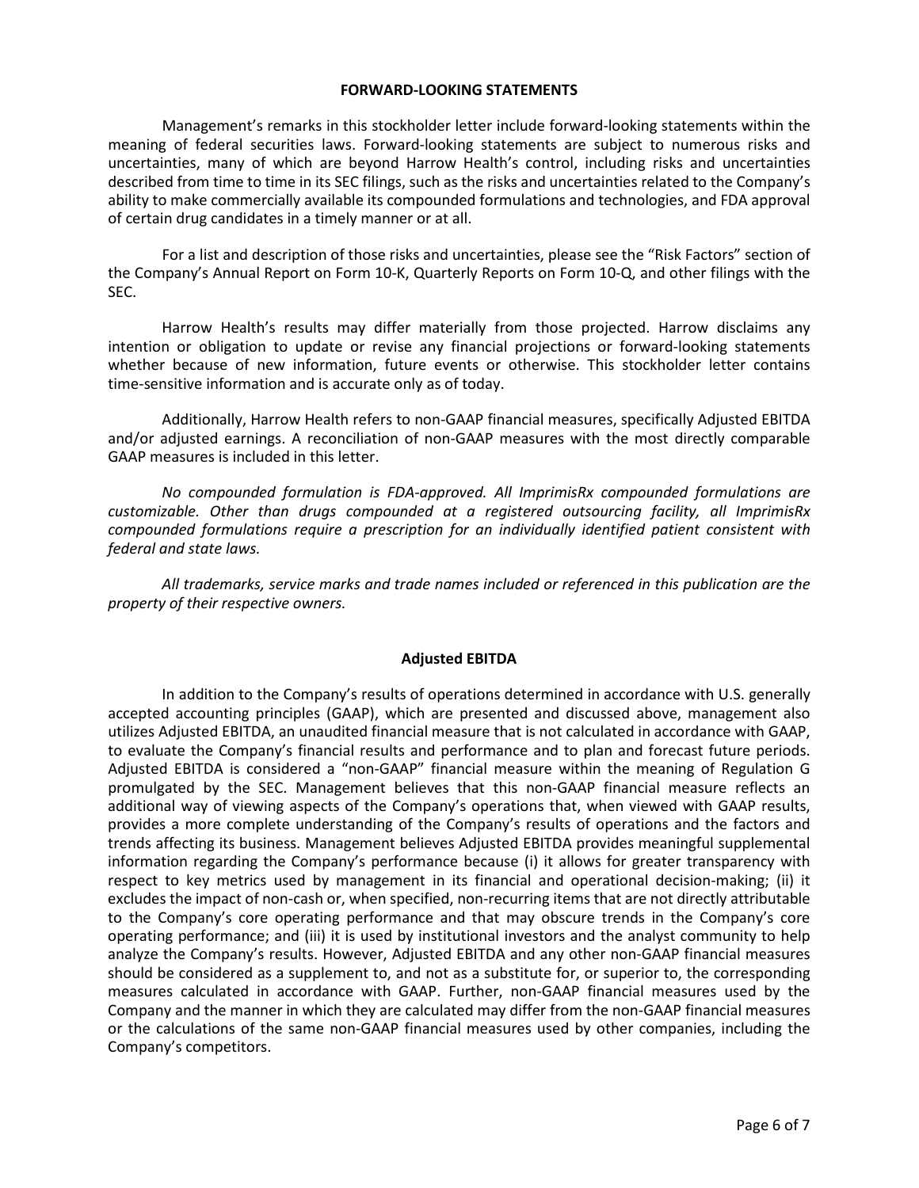## FORWARD-LOOKING STATEMENTS

Management's remarks in this stockholder letter include forward-looking statements within the meaning of federal securities laws. Forward-looking statements are subject to numerous risks and uncertainties, many of which are beyond Harrow Health's control, including risks and uncertainties described from time to time in its SEC filings, such as the risks and uncertainties related to the Company's ability to make commercially available its compounded formulations and technologies, and FDA approval of certain drug candidates in a timely manner or at all.

For a list and description of those risks and uncertainties, please see the "Risk Factors" section of the Company's Annual Report on Form 10-K, Quarterly Reports on Form 10-Q, and other filings with the SEC.

Harrow Health's results may differ materially from those projected. Harrow disclaims any intention or obligation to update or revise any financial projections or forward-looking statements whether because of new information, future events or otherwise. This stockholder letter contains time-sensitive information and is accurate only as of today.

Additionally, Harrow Health refers to non-GAAP financial measures, specifically Adjusted EBITDA and/or adjusted earnings. A reconciliation of non-GAAP measures with the most directly comparable GAAP measures is included in this letter.

*No compounded formulation is FDA-approved. All ImprimisRx compounded formulations are customizable. Other than drugs compounded at a registered outsourcing facility, all ImprimisRx compounded formulations require a prescription for an individually identified patient consistent with federal and state laws.*

*All trademarks, service marks and trade names included or referenced in this publication are the property of their respective owners.*

## Adjusted EBITDA

In addition to the Company's results of operations determined in accordance with U.S. generally accepted accounting principles (GAAP), which are presented and discussed above, management also utilizes Adjusted EBITDA, an unaudited financial measure that is not calculated in accordance with GAAP, to evaluate the Company's financial results and performance and to plan and forecast future periods. Adjusted EBITDA is considered a "non-GAAP" financial measure within the meaning of Regulation G promulgated by the SEC. Management believes that this non-GAAP financial measure reflects an additional way of viewing aspects of the Company's operations that, when viewed with GAAP results, provides a more complete understanding of the Company's results of operations and the factors and trends affecting its business. Management believes Adjusted EBITDA provides meaningful supplemental information regarding the Company's performance because (i) it allows for greater transparency with respect to key metrics used by management in its financial and operational decision-making; (ii) it excludes the impact of non-cash or, when specified, non-recurring items that are not directly attributable to the Company's core operating performance and that may obscure trends in the Company's core operating performance; and (iii) it is used by institutional investors and the analyst community to help analyze the Company's results. However, Adjusted EBITDA and any other non-GAAP financial measures should be considered as a supplement to, and not as a substitute for, or superior to, the corresponding measures calculated in accordance with GAAP. Further, non-GAAP financial measures used by the Company and the manner in which they are calculated may differ from the non-GAAP financial measures or the calculations of the same non-GAAP financial measures used by other companies, including the Company's competitors.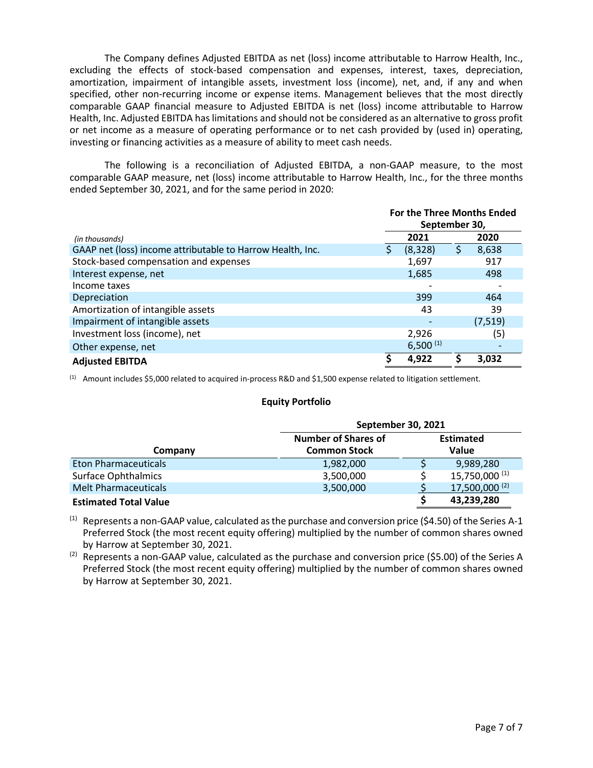The Company defines Adjusted EBITDA as net (loss) income attributable to Harrow Health, Inc., excluding the effects of stock-based compensation and expenses, interest, taxes, depreciation, amortization, impairment of intangible assets, investment loss (income), net, and, if any and when specified, other non-recurring income or expense items. Management believes that the most directly comparable GAAP financial measure to Adjusted EBITDA is net (loss) income attributable to Harrow Health, Inc. Adjusted EBITDA has limitations and should not be considered as an alternative to gross profit or net income as a measure of operating performance or to net cash provided by (used in) operating, investing or financing activities as a measure of ability to meet cash needs.

The following is a reconciliation of Adjusted EBITDA, a non-GAAP measure, to the most comparable GAAP measure, net (loss) income attributable to Harrow Health, Inc., for the three months ended September 30, 2021, and for the same period in 2020:

| | For the Three Months Ended September 30, | |
|---|---|---|
| *(in thousands)* | 2021 | 2020 |
| GAAP net (loss) income attributable to Harrow Health, Inc. | $ (8,328) | $ 8,638 |
| Stock-based compensation and expenses | 1,697 | 917 |
| Interest expense, net | 1,685 | 498 |
| Income taxes | - | - |
| Depreciation | 399 | 464 |
| Amortization of intangible assets | 43 | 39 |
| Impairment of intangible assets | - | (7,519) |
| Investment loss (income), net | 2,926 | (5) |
| Other expense, net | 6,500 [(1)] | - |
| **Adjusted EBITDA** | **$ 4,922** | **$ 3,032** |

(1) Amount includes $5,000 related to acquired in-process R&D and $1,500 expense related to litigation settlement.

## Equity Portfolio

| | September 30, 2021 | |
|---|---|---|
| **Company** | **Number of Shares of Common Stock** | **Estimated Value** |
| Eton Pharmaceuticals | 1,982,000 | $ 9,989,280 |
| Surface Ophthalmics | 3,500,000 | $ 15,750,000 [(1)] |
| Melt Pharmaceuticals | 3,500,000 | $ 17,500,000 [(2)] |
| **Estimated Total Value** | | **$ 43,239,280** |

(1) Represents a non-GAAP value, calculated as the purchase and conversion price ($4.50) of the Series A-1 Preferred Stock (the most recent equity offering) multiplied by the number of common shares owned by Harrow at September 30, 2021.

(2) Represents a non-GAAP value, calculated as the purchase and conversion price ($5.00) of the Series A Preferred Stock (the most recent equity offering) multiplied by the number of common shares owned by Harrow at September 30, 2021.